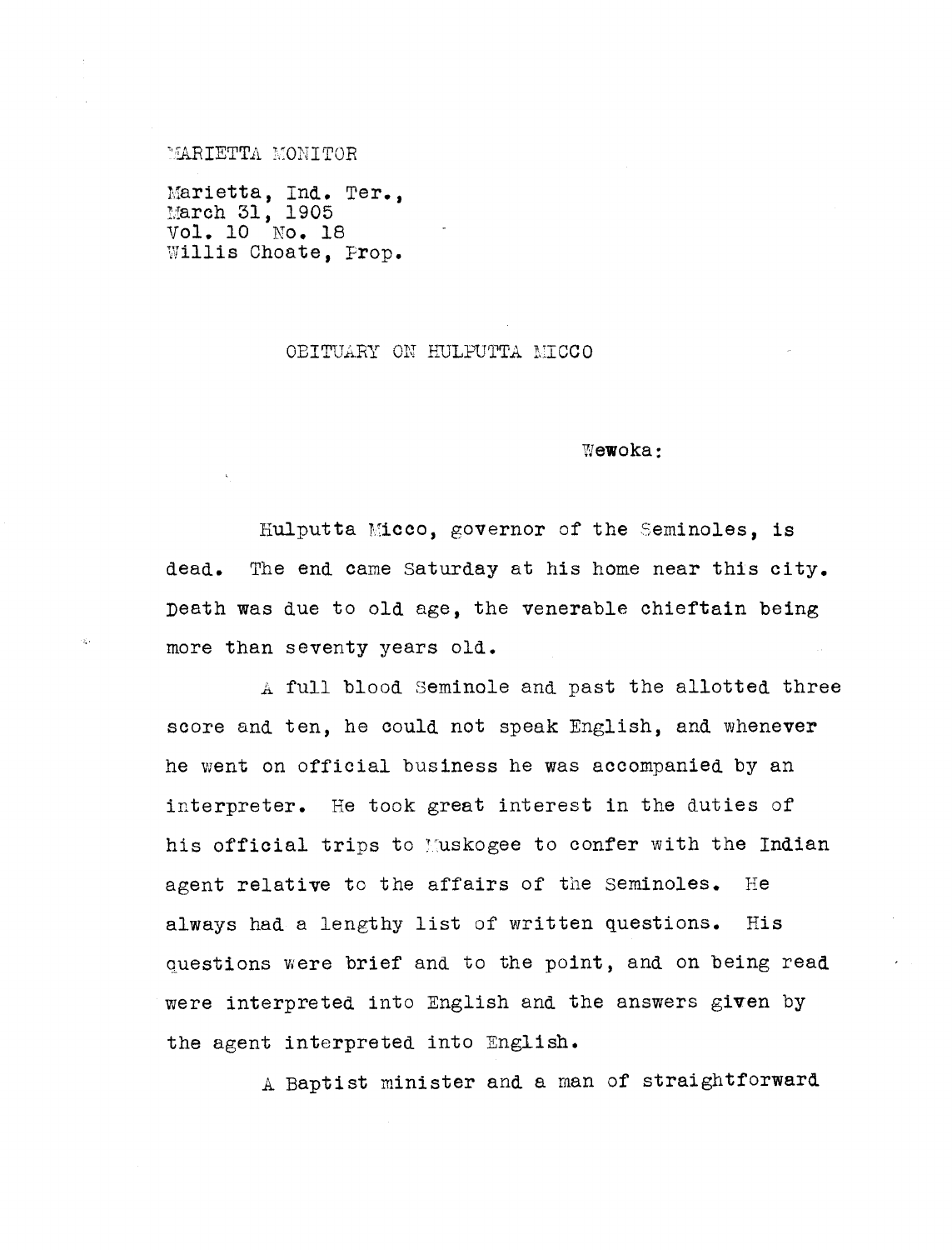MARIETTA MONITOR

Marietta, Ind. Ter.,
March 31, 1905
Vol. 10 No. 18
Willis Choate, Prop.

# OBITUARY ON HULPUTTA MICCO

Wewoka:

Hulputta Micco, governor of the Seminoles, is dead. The end came Saturday at his home near this city. Death was due to old age, the venerable chieftain being more than seventy years old.

A full blood Seminole and past the allotted three score and ten, he could not speak English, and whenever he went on official business he was accompanied by an interpreter. He took great interest in the duties of his official trips to Muskogee to confer with the Indian agent relative to the affairs of the Seminoles. He always had a lengthy list of written questions. His questions were brief and to the point, and on being read were interpreted into English and the answers given by the agent interpreted into English.

A Baptist minister and a man of straightforward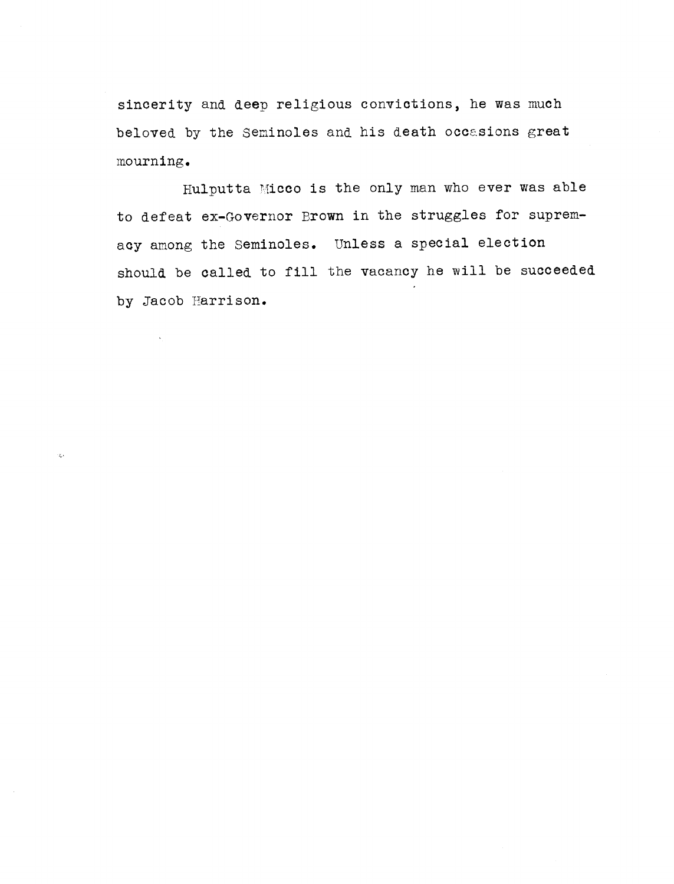sincerity and deep religious convictions, he was much beloved by the Seminoles and his death occasions great mourning.

Hulputta Micco is the only man who ever was able to defeat ex-Governor Brown in the struggles for supremacy among the Seminoles. Unless a special election should be called to fill the vacancy he will be succeeded by Jacob Harrison.